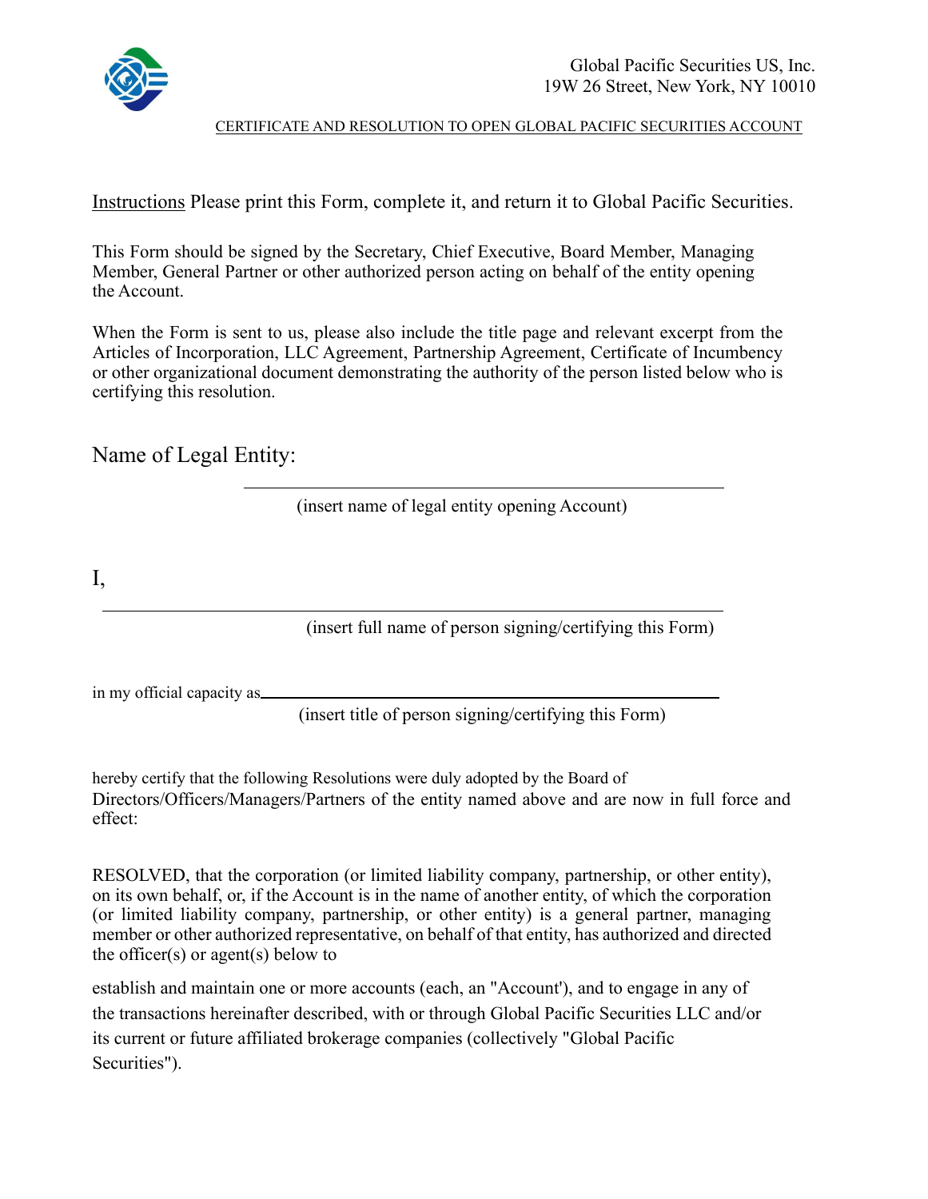Global Pacific Securities US, Inc.
19W 26 Street, New York, NY 10010

CERTIFICATE AND RESOLUTION TO OPEN GLOBAL PACIFIC SECURITIES ACCOUNT

Instructions Please print this Form, complete it, and return it to Global Pacific Securities.

This Form should be signed by the Secretary, Chief Executive, Board Member, Managing Member, General Partner or other authorized person acting on behalf of the entity opening the Account.

When the Form is sent to us, please also include the title page and relevant excerpt from the Articles of Incorporation, LLC Agreement, Partnership Agreement, Certificate of Incumbency or other organizational document demonstrating the authority of the person listed below who is certifying this resolution.

Name of Legal Entity:

\_\_\_\_\_\_\_\_\_\_\_\_\_\_\_\_\_\_\_\_\_\_\_\_\_\_\_\_\_\_\_\_\_\_\_\_\_\_\_\_\_\_\_\_
(insert name of legal entity opening Account)

I,

\_\_\_\_\_\_\_\_\_\_\_\_\_\_\_\_\_\_\_\_\_\_\_\_\_\_\_\_\_\_\_\_\_\_\_\_\_\_\_\_\_\_\_\_\_\_\_\_\_\_\_\_\_\_\_\_
(insert full name of person signing/certifying this Form)

in my official capacity as\_\_\_\_\_\_\_\_\_\_\_\_\_\_\_\_\_\_\_\_\_\_\_\_\_\_\_\_\_\_\_\_\_\_\_\_\_\_\_\_\_\_\_\_
(insert title of person signing/certifying this Form)

hereby certify that the following Resolutions were duly adopted by the Board of Directors/Officers/Managers/Partners of the entity named above and are now in full force and effect:

RESOLVED, that the corporation (or limited liability company, partnership, or other entity), on its own behalf, or, if the Account is in the name of another entity, of which the corporation (or limited liability company, partnership, or other entity) is a general partner, managing member or other authorized representative, on behalf of that entity, has authorized and directed the officer(s) or agent(s) below to

establish and maintain one or more accounts (each, an "Account'), and to engage in any of the transactions hereinafter described, with or through Global Pacific Securities LLC and/or its current or future affiliated brokerage companies (collectively "Global Pacific Securities").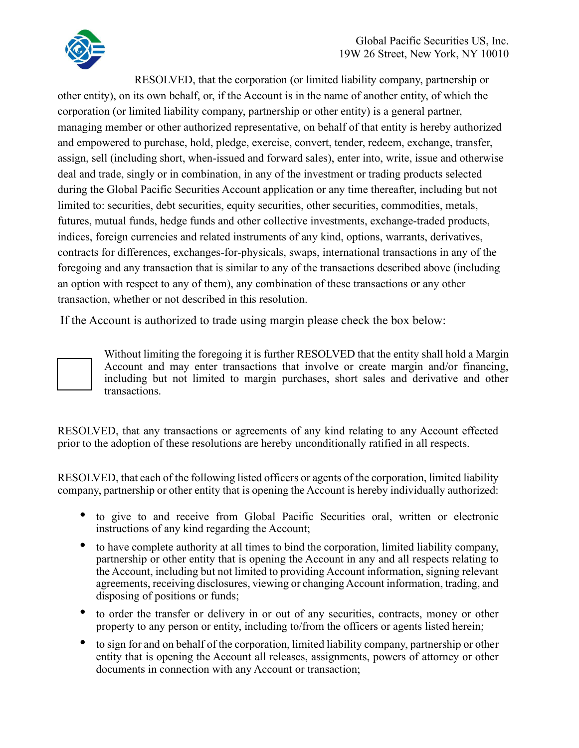RESOLVED, that the corporation (or limited liability company, partnership or other entity), on its own behalf, or, if the Account is in the name of another entity, of which the corporation (or limited liability company, partnership or other entity) is a general partner, managing member or other authorized representative, on behalf of that entity is hereby authorized and empowered to purchase, hold, pledge, exercise, convert, tender, redeem, exchange, transfer, assign, sell (including short, when-issued and forward sales), enter into, write, issue and otherwise deal and trade, singly or in combination, in any of the investment or trading products selected during the Global Pacific Securities Account application or any time thereafter, including but not limited to: securities, debt securities, equity securities, other securities, commodities, metals, futures, mutual funds, hedge funds and other collective investments, exchange-traded products, indices, foreign currencies and related instruments of any kind, options, warrants, derivatives, contracts for differences, exchanges-for-physicals, swaps, international transactions in any of the foregoing and any transaction that is similar to any of the transactions described above (including an option with respect to any of them), any combination of these transactions or any other transaction, whether or not described in this resolution.

If the Account is authorized to trade using margin please check the box below:

☐ Without limiting the foregoing it is further RESOLVED that the entity shall hold a Margin Account and may enter transactions that involve or create margin and/or financing, including but not limited to margin purchases, short sales and derivative and other transactions.

RESOLVED, that any transactions or agreements of any kind relating to any Account effected prior to the adoption of these resolutions are hereby unconditionally ratified in all respects.

RESOLVED, that each of the following listed officers or agents of the corporation, limited liability company, partnership or other entity that is opening the Account is hereby individually authorized:

- to give to and receive from Global Pacific Securities oral, written or electronic instructions of any kind regarding the Account;
- to have complete authority at all times to bind the corporation, limited liability company, partnership or other entity that is opening the Account in any and all respects relating to the Account, including but not limited to providing Account information, signing relevant agreements, receiving disclosures, viewing or changing Account information, trading, and disposing of positions or funds;
- to order the transfer or delivery in or out of any securities, contracts, money or other property to any person or entity, including to/from the officers or agents listed herein;
- to sign for and on behalf of the corporation, limited liability company, partnership or other entity that is opening the Account all releases, assignments, powers of attorney or other documents in connection with any Account or transaction;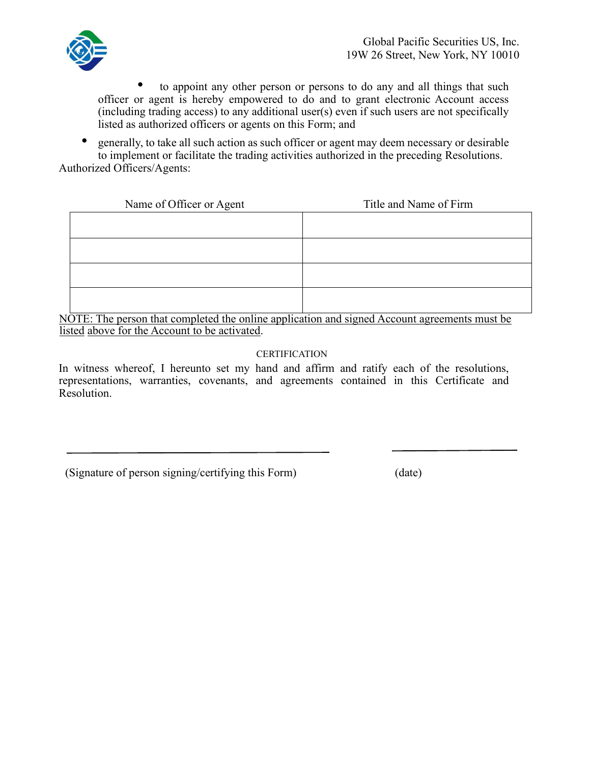- to appoint any other person or persons to do any and all things that such officer or agent is hereby empowered to do and to grant electronic Account access (including trading access) to any additional user(s) even if such users are not specifically listed as authorized officers or agents on this Form; and
- generally, to take all such action as such officer or agent may deem necessary or desirable to implement or facilitate the trading activities authorized in the preceding Resolutions.

Authorized Officers/Agents:

| Name of Officer or Agent | Title and Name of Firm |
|---|---|
| | |
| | |
| | |
| | |

NOTE: The person that completed the online application and signed Account agreements must be listed above for the Account to be activated.

CERTIFICATION

In witness whereof, I hereunto set my hand and affirm and ratify each of the resolutions, representations, warranties, covenants, and agreements contained in this Certificate and Resolution.

\_\_\_\_\_\_\_\_\_\_\_\_\_\_\_\_\_\_\_\_\_\_\_\_\_\_\_\_\_\_\_\_\_\_\_\_\_\_\_\_\_\_ \_\_\_\_\_\_\_\_\_\_\_\_\_\_\_\_\_\_\_\_

(Signature of person signing/certifying this Form) (date)